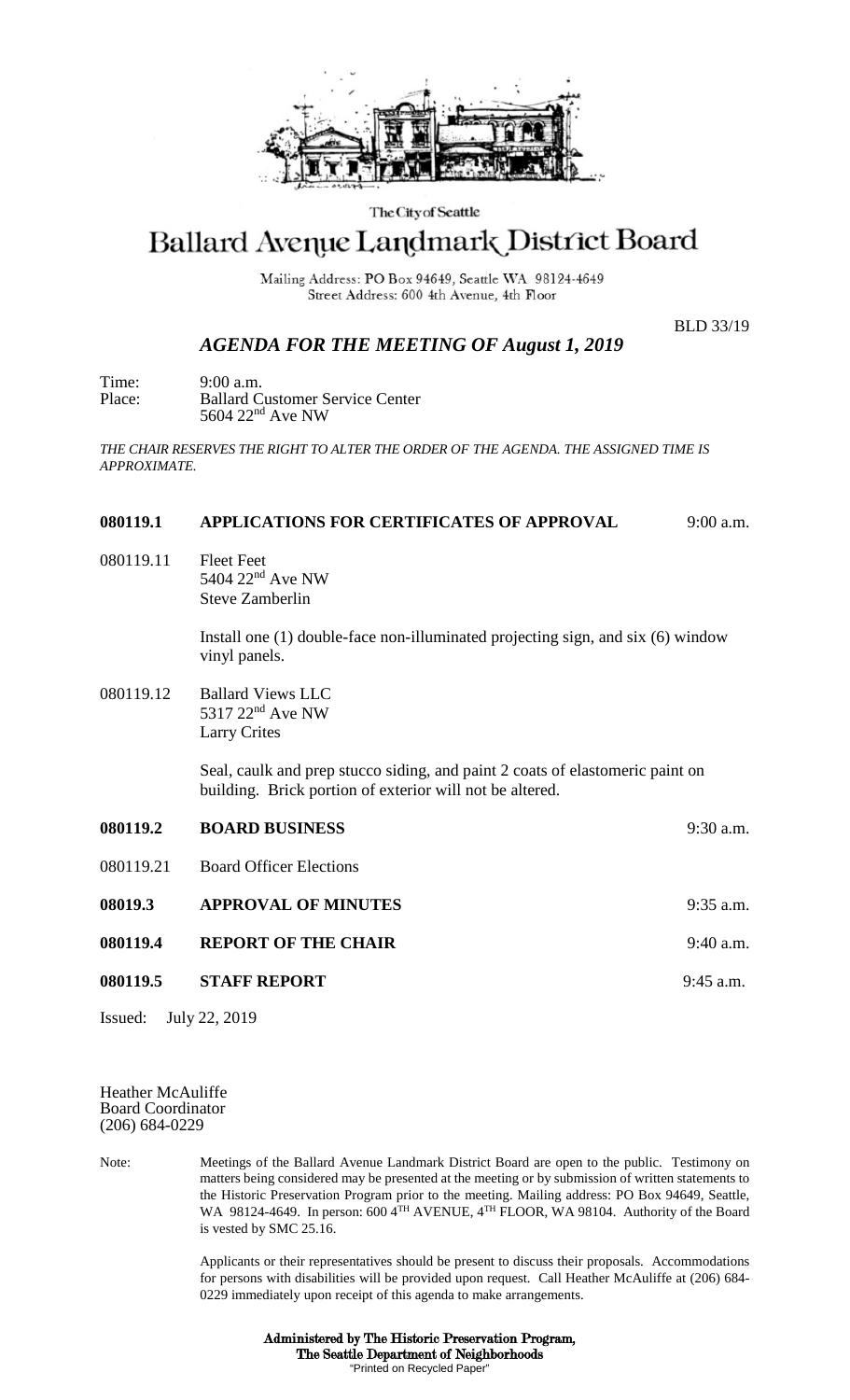The City of Seattle

# Ballard Avenue Landmark District Board

Mailing Address: PO Box 94649, Seattle WA 98124-4649
Street Address: 600 4th Avenue, 4th Floor

BLD 33/19

## *AGENDA FOR THE MEETING OF August 1, 2019*

Time: 9:00 a.m.
Place: Ballard Customer Service Center
5604 22nd Ave NW

*THE CHAIR RESERVES THE RIGHT TO ALTER THE ORDER OF THE AGENDA. THE ASSIGNED TIME IS APPROXIMATE.*

**080119.1 APPLICATIONS FOR CERTIFICATES OF APPROVAL** 9:00 a.m.

080119.11 Fleet Feet
5404 22nd Ave NW
Steve Zamberlin

Install one (1) double-face non-illuminated projecting sign, and six (6) window vinyl panels.

080119.12 Ballard Views LLC
5317 22nd Ave NW
Larry Crites

Seal, caulk and prep stucco siding, and paint 2 coats of elastomeric paint on building. Brick portion of exterior will not be altered.

**080119.2 BOARD BUSINESS** 9:30 a.m.

080119.21 Board Officer Elections

**08019.3 APPROVAL OF MINUTES** 9:35 a.m.

**080119.4 REPORT OF THE CHAIR** 9:40 a.m.

**080119.5 STAFF REPORT** 9:45 a.m.

Issued: July 22, 2019

Heather McAuliffe
Board Coordinator
(206) 684-0229

Note: Meetings of the Ballard Avenue Landmark District Board are open to the public. Testimony on matters being considered may be presented at the meeting or by submission of written statements to the Historic Preservation Program prior to the meeting. Mailing address: PO Box 94649, Seattle, WA 98124-4649. In person: 600 4TH AVENUE, 4TH FLOOR, WA 98104. Authority of the Board is vested by SMC 25.16.

Applicants or their representatives should be present to discuss their proposals. Accommodations for persons with disabilities will be provided upon request. Call Heather McAuliffe at (206) 684-0229 immediately upon receipt of this agenda to make arrangements.

**Administered by The Historic Preservation Program,**
**The Seattle Department of Neighborhoods**
"Printed on Recycled Paper"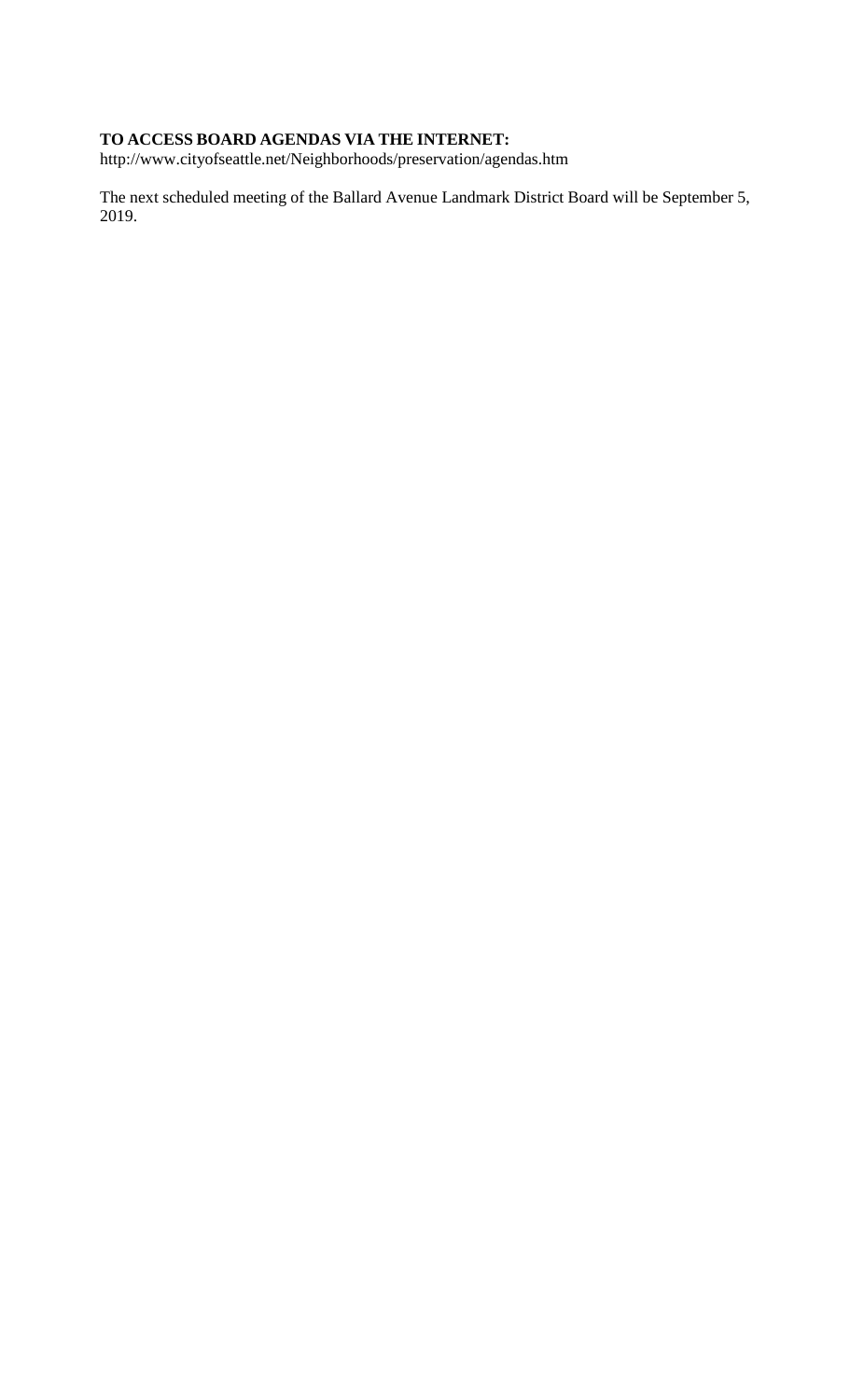**TO ACCESS BOARD AGENDAS VIA THE INTERNET:**
http://www.cityofseattle.net/Neighborhoods/preservation/agendas.htm

The next scheduled meeting of the Ballard Avenue Landmark District Board will be September 5, 2019.